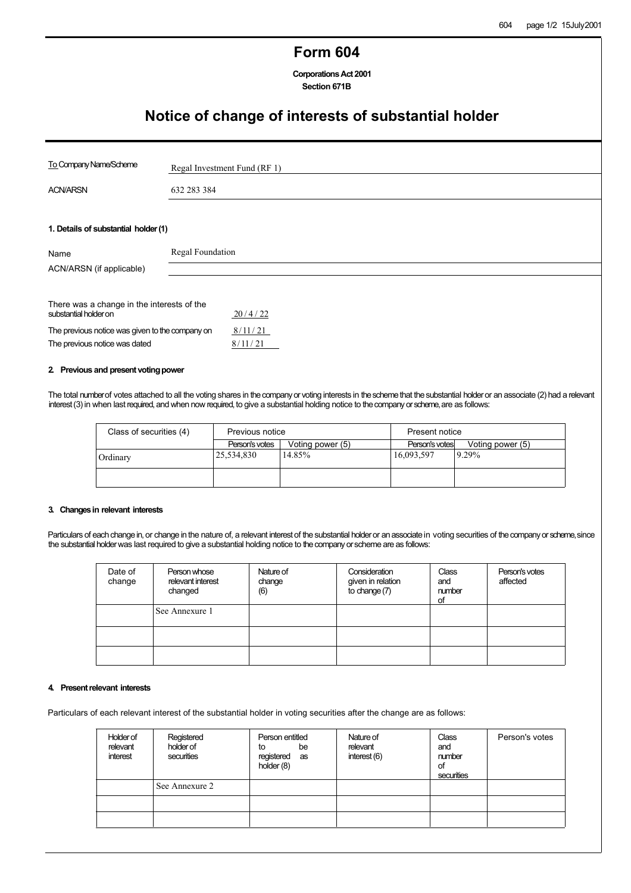# Form 604

**Corporations Act 2001**
**Section 671B**

## Notice of change of interests of substantial holder

| | |
|---|---|
| To Company Name/Scheme | Regal Investment Fund (RF 1) |
| ACN/ARSN | 632 283 384 |

**1. Details of substantial holder (1)**

| | |
|---|---|
| Name | Regal Foundation |
| ACN/ARSN (if applicable) | |

There was a change in the interests of the substantial holder on 20 / 4 / 22

The previous notice was given to the company on 8 / 11 / 21

The previous notice was dated 8 / 11 / 21

**2. Previous and present voting power**

The total number of votes attached to all the voting shares in the company or voting interests in the scheme that the substantial holder or an associate (2) had a relevant interest (3) in when last required, and when now required, to give a substantial holding notice to the company or scheme, are as follows:

| Class of securities (4) | Previous notice | | Present notice | |
|---|---|---|---|---|
| | Person's votes | Voting power (5) | Person's votes | Voting power (5) |
| Ordinary | 25,534,830 | 14.85% | 16,093,597 | 9.29% |
| | | | | |

**3. Changes in relevant interests**

Particulars of each change in, or change in the nature of, a relevant interest of the substantial holder or an associate in voting securities of the company or scheme, since the substantial holder was last required to give a substantial holding notice to the company or scheme are as follows:

| Date of change | Person whose relevant interest changed | Nature of change (6) | Consideration given in relation to change (7) | Class and number of | Person's votes affected |
|---|---|---|---|---|---|
| | See Annexure 1 | | | | |
| | | | | | |
| | | | | | |

**4. Present relevant interests**

Particulars of each relevant interest of the substantial holder in voting securities after the change are as follows:

| Holder of relevant interest | Registered holder of securities | Person entitled to be registered as holder (8) | Nature of relevant interest (6) | Class and number of securities | Person's votes |
|---|---|---|---|---|---|
| | See Annexure 2 | | | | |
| | | | | | |
| | | | | | |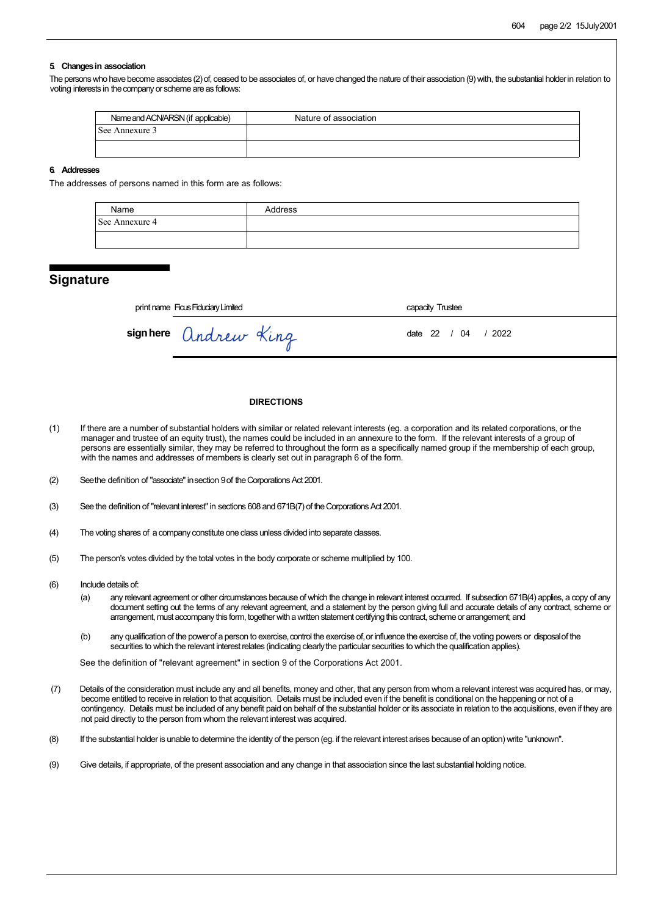**5. Changes in association**

The persons who have become associates (2) of, ceased to be associates of, or have changed the nature of their association (9) with, the substantial holder in relation to voting interests in the company or scheme are as follows:

| Name and ACN/ARSN (if applicable) | Nature of association |
|---|---|
| See Annexure 3 | |
| | |

**6. Addresses**

The addresses of persons named in this form are as follows:

| Name | Address |
|---|---|
| See Annexure 4 | |
| | |

## Signature

print name Ficus Fiduciary Limited &nbsp;&nbsp;&nbsp;&nbsp; capacity Trustee

**sign here** Andrew King &nbsp;&nbsp;&nbsp;&nbsp; date 22 / 04 / 2022

**DIRECTIONS**

(1) If there are a number of substantial holders with similar or related relevant interests (eg. a corporation and its related corporations, or the manager and trustee of an equity trust), the names could be included in an annexure to the form. If the relevant interests of a group of persons are essentially similar, they may be referred to throughout the form as a specifically named group if the membership of each group, with the names and addresses of members is clearly set out in paragraph 6 of the form.

(2) See the definition of "associate" in section 9 of the Corporations Act 2001.

(3) See the definition of "relevant interest" in sections 608 and 671B(7) of the Corporations Act 2001.

(4) The voting shares of a company constitute one class unless divided into separate classes.

(5) The person's votes divided by the total votes in the body corporate or scheme multiplied by 100.

(6) Include details of:

(a) any relevant agreement or other circumstances because of which the change in relevant interest occurred. If subsection 671B(4) applies, a copy of any document setting out the terms of any relevant agreement, and a statement by the person giving full and accurate details of any contract, scheme or arrangement, must accompany this form, together with a written statement certifying this contract, scheme or arrangement; and

(b) any qualification of the power of a person to exercise, control the exercise of, or influence the exercise of, the voting powers or disposal of the securities to which the relevant interest relates (indicating clearly the particular securities to which the qualification applies).

See the definition of "relevant agreement" in section 9 of the Corporations Act 2001.

(7) Details of the consideration must include any and all benefits, money and other, that any person from whom a relevant interest was acquired has, or may, become entitled to receive in relation to that acquisition. Details must be included even if the benefit is conditional on the happening or not of a contingency. Details must be included of any benefit paid on behalf of the substantial holder or its associate in relation to the acquisitions, even if they are not paid directly to the person from whom the relevant interest was acquired.

(8) If the substantial holder is unable to determine the identity of the person (eg. if the relevant interest arises because of an option) write "unknown".

(9) Give details, if appropriate, of the present association and any change in that association since the last substantial holding notice.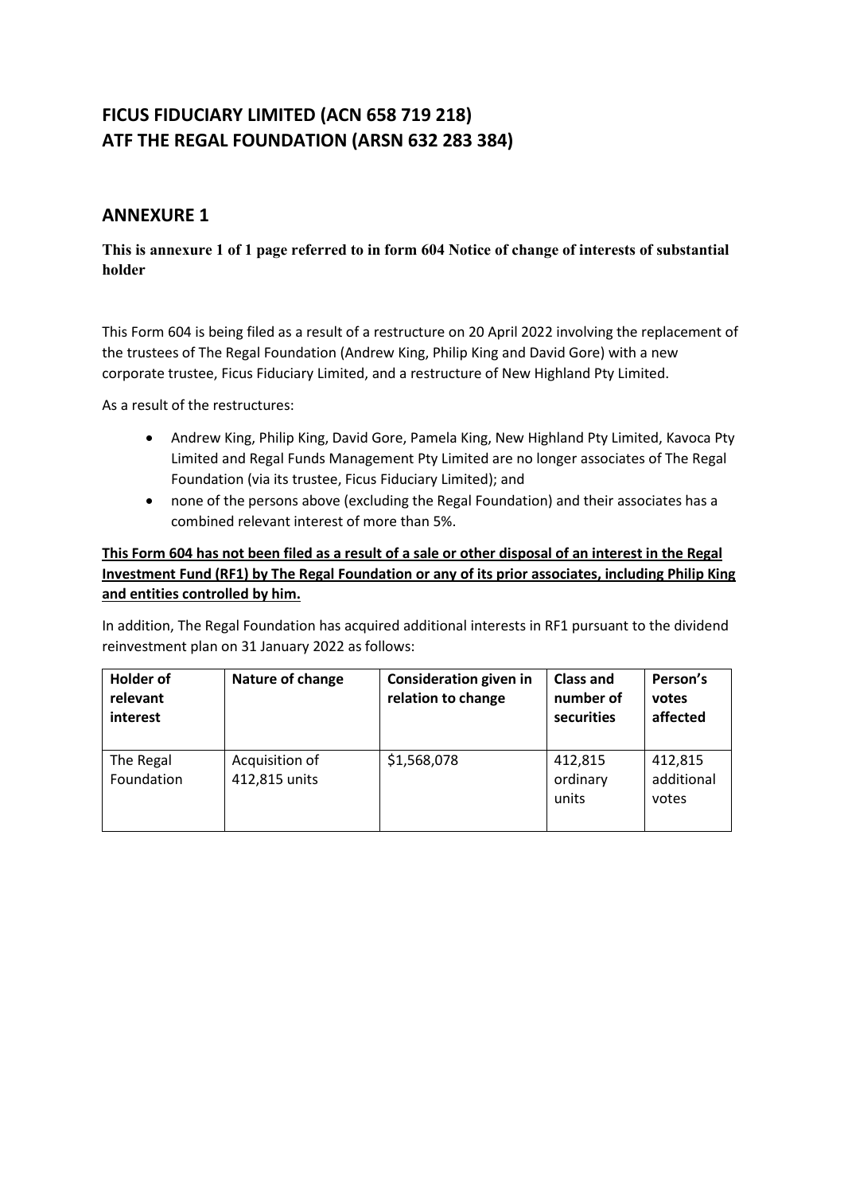# FICUS FIDUCIARY LIMITED (ACN 658 719 218)
# ATF THE REGAL FOUNDATION (ARSN 632 283 384)

## ANNEXURE 1

**This is annexure 1 of 1 page referred to in form 604 Notice of change of interests of substantial holder**

This Form 604 is being filed as a result of a restructure on 20 April 2022 involving the replacement of the trustees of The Regal Foundation (Andrew King, Philip King and David Gore) with a new corporate trustee, Ficus Fiduciary Limited, and a restructure of New Highland Pty Limited.

As a result of the restructures:

- Andrew King, Philip King, David Gore, Pamela King, New Highland Pty Limited, Kavoca Pty Limited and Regal Funds Management Pty Limited are no longer associates of The Regal Foundation (via its trustee, Ficus Fiduciary Limited); and
- none of the persons above (excluding the Regal Foundation) and their associates has a combined relevant interest of more than 5%.

**This Form 604 has not been filed as a result of a sale or other disposal of an interest in the Regal Investment Fund (RF1) by The Regal Foundation or any of its prior associates, including Philip King and entities controlled by him.**

In addition, The Regal Foundation has acquired additional interests in RF1 pursuant to the dividend reinvestment plan on 31 January 2022 as follows:

| Holder of relevant interest | Nature of change | Consideration given in relation to change | Class and number of securities | Person's votes affected |
|---|---|---|---|---|
| The Regal Foundation | Acquisition of 412,815 units | $1,568,078 | 412,815 ordinary units | 412,815 additional votes |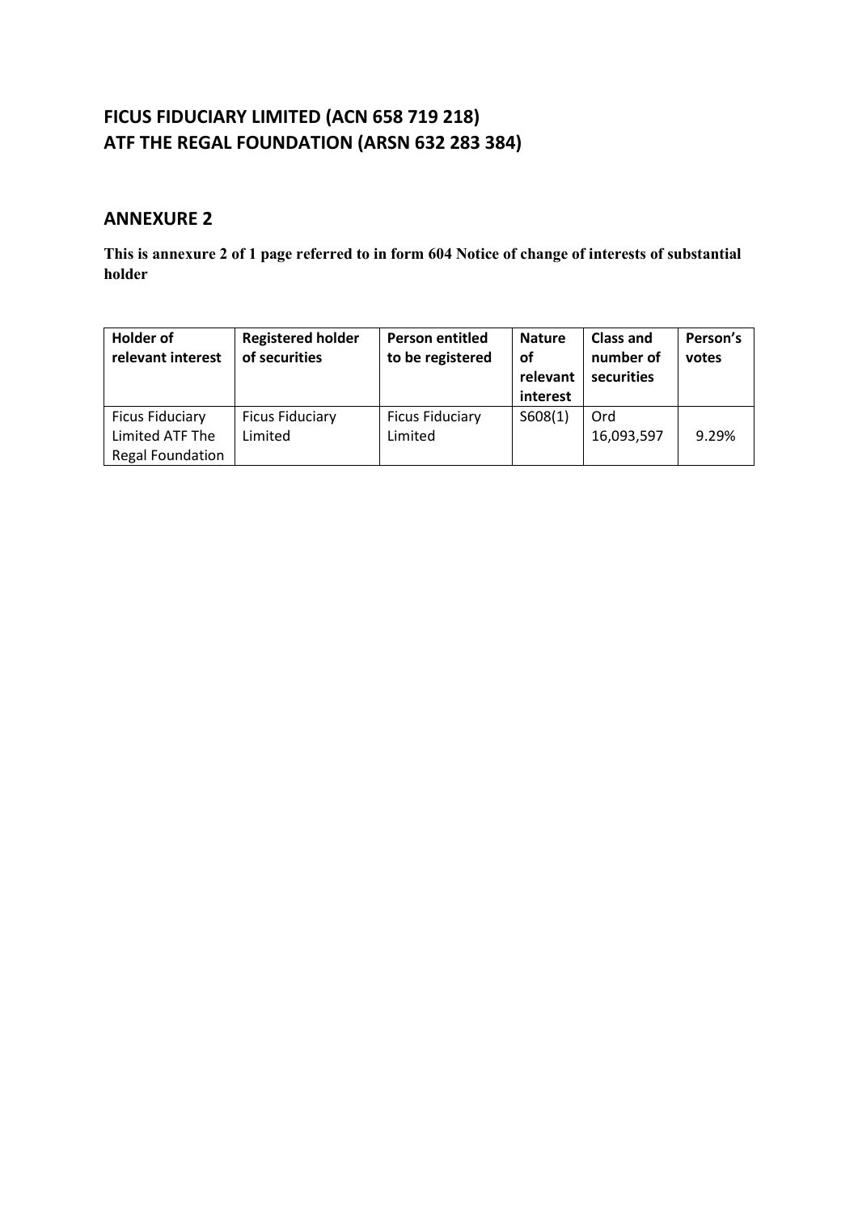## FICUS FIDUCIARY LIMITED (ACN 658 719 218)
## ATF THE REGAL FOUNDATION (ARSN 632 283 384)

## ANNEXURE 2

**This is annexure 2 of 1 page referred to in form 604 Notice of change of interests of substantial holder**

| Holder of relevant interest | Registered holder of securities | Person entitled to be registered | Nature of relevant interest | Class and number of securities | Person's votes |
|---|---|---|---|---|---|
| Ficus Fiduciary Limited ATF The Regal Foundation | Ficus Fiduciary Limited | Ficus Fiduciary Limited | S608(1) | Ord 16,093,597 | 9.29% |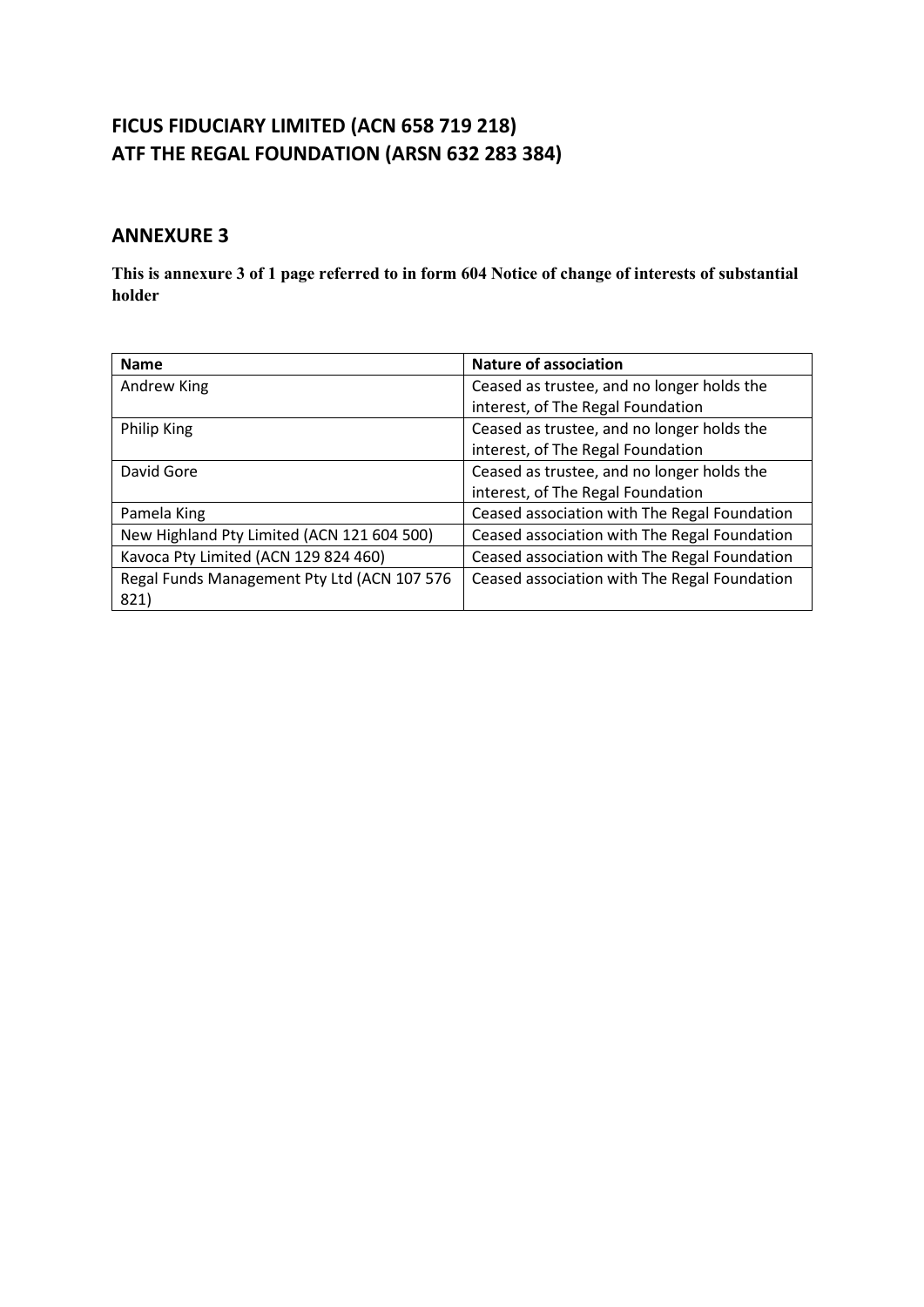# FICUS FIDUCIARY LIMITED (ACN 658 719 218) ATF THE REGAL FOUNDATION (ARSN 632 283 384)

## ANNEXURE 3

**This is annexure 3 of 1 page referred to in form 604 Notice of change of interests of substantial holder**

| Name | Nature of association |
|---|---|
| Andrew King | Ceased as trustee, and no longer holds the interest, of The Regal Foundation |
| Philip King | Ceased as trustee, and no longer holds the interest, of The Regal Foundation |
| David Gore | Ceased as trustee, and no longer holds the interest, of The Regal Foundation |
| Pamela King | Ceased association with The Regal Foundation |
| New Highland Pty Limited (ACN 121 604 500) | Ceased association with The Regal Foundation |
| Kavoca Pty Limited (ACN 129 824 460) | Ceased association with The Regal Foundation |
| Regal Funds Management Pty Ltd (ACN 107 576 821) | Ceased association with The Regal Foundation |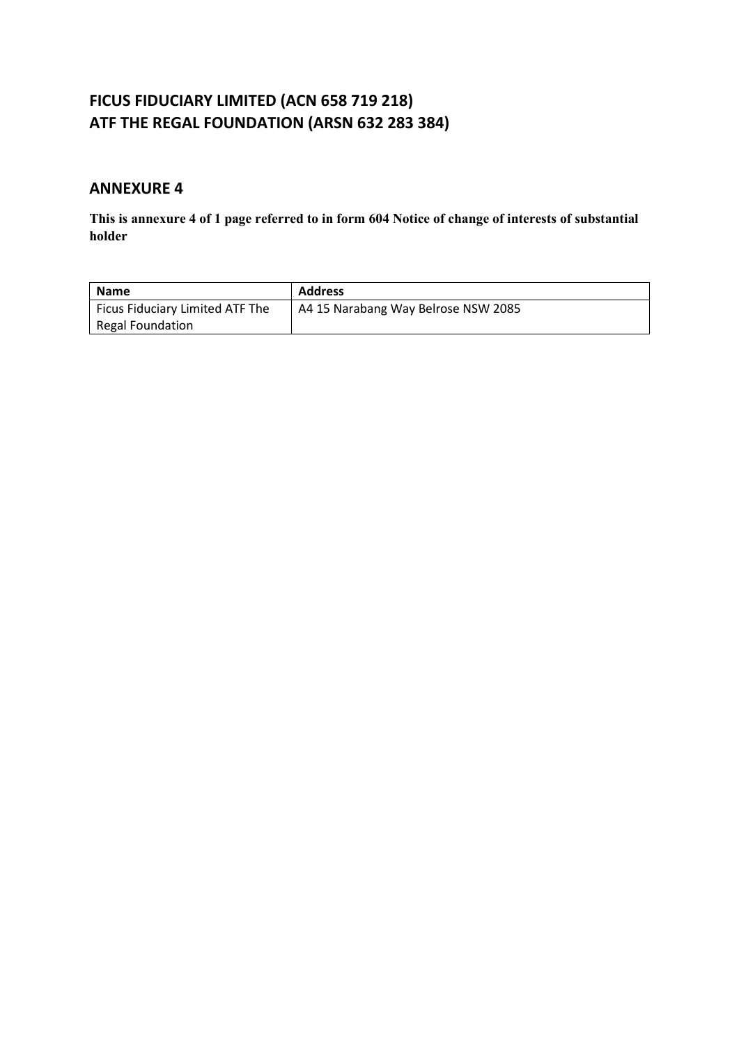# FICUS FIDUCIARY LIMITED (ACN 658 719 218) ATF THE REGAL FOUNDATION (ARSN 632 283 384)

## ANNEXURE 4

**This is annexure 4 of 1 page referred to in form 604 Notice of change of interests of substantial holder**

| Name | Address |
|---|---|
| Ficus Fiduciary Limited ATF The Regal Foundation | A4 15 Narabang Way Belrose NSW 2085 |